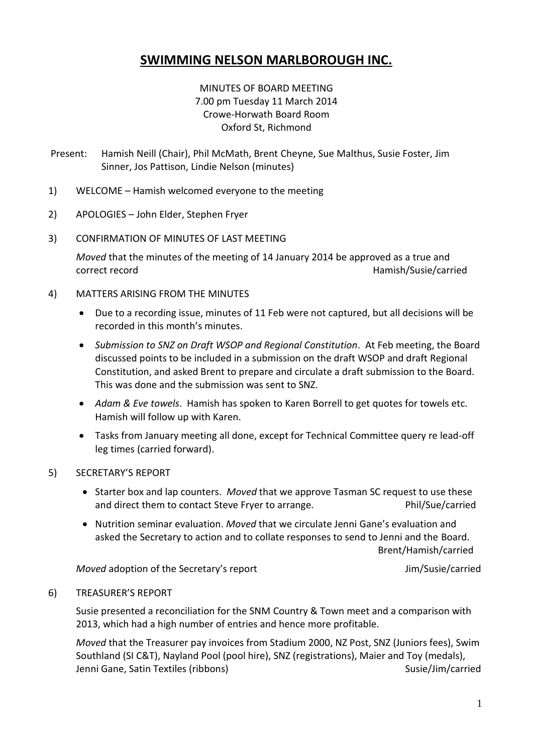# SWIMMING NELSON MARLBOROUGH INC.

MINUTES OF BOARD MEETING
7.00 pm Tuesday 11 March 2014
Crowe-Horwath Board Room
Oxford St, Richmond

Present: Hamish Neill (Chair), Phil McMath, Brent Cheyne, Sue Malthus, Susie Foster, Jim Sinner, Jos Pattison, Lindie Nelson (minutes)

1) WELCOME – Hamish welcomed everyone to the meeting

2) APOLOGIES – John Elder, Stephen Fryer

3) CONFIRMATION OF MINUTES OF LAST MEETING

   *Moved* that the minutes of the meeting of 14 January 2014 be approved as a true and correct record — Hamish/Susie/carried

4) MATTERS ARISING FROM THE MINUTES

   - Due to a recording issue, minutes of 11 Feb were not captured, but all decisions will be recorded in this month's minutes.
   - *Submission to SNZ on Draft WSOP and Regional Constitution*. At Feb meeting, the Board discussed points to be included in a submission on the draft WSOP and draft Regional Constitution, and asked Brent to prepare and circulate a draft submission to the Board. This was done and the submission was sent to SNZ.
   - *Adam & Eve towels*. Hamish has spoken to Karen Borrell to get quotes for towels etc. Hamish will follow up with Karen.
   - Tasks from January meeting all done, except for Technical Committee query re lead-off leg times (carried forward).

5) SECRETARY'S REPORT

   - Starter box and lap counters. *Moved* that we approve Tasman SC request to use these and direct them to contact Steve Fryer to arrange. — Phil/Sue/carried
   - Nutrition seminar evaluation. *Moved* that we circulate Jenni Gane's evaluation and asked the Secretary to action and to collate responses to send to Jenni and the Board. — Brent/Hamish/carried

   *Moved* adoption of the Secretary's report — Jim/Susie/carried

6) TREASURER'S REPORT

   Susie presented a reconciliation for the SNM Country & Town meet and a comparison with 2013, which had a high number of entries and hence more profitable.

   *Moved* that the Treasurer pay invoices from Stadium 2000, NZ Post, SNZ (Juniors fees), Swim Southland (SI C&T), Nayland Pool (pool hire), SNZ (registrations), Maier and Toy (medals), Jenni Gane, Satin Textiles (ribbons) — Susie/Jim/carried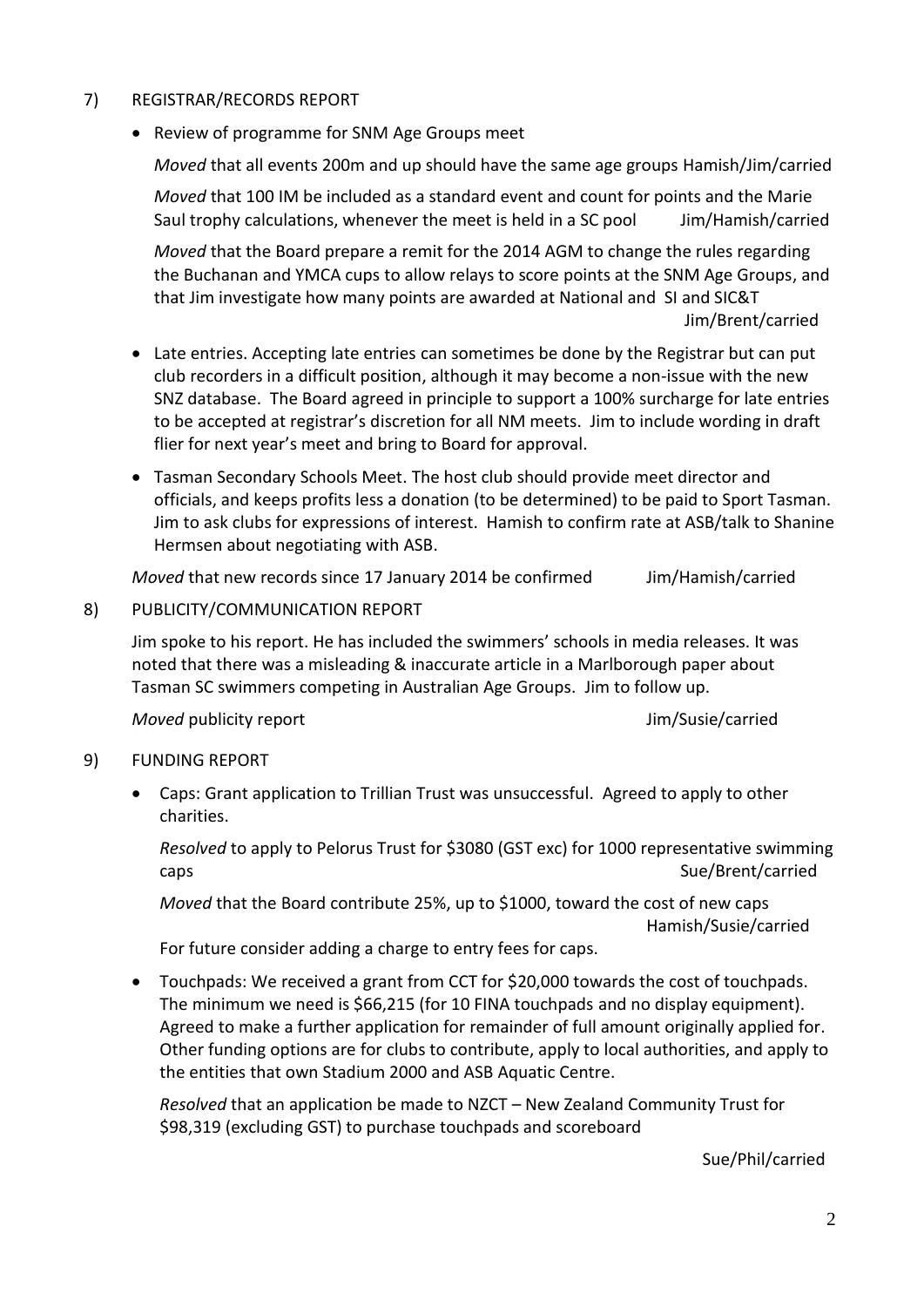## 7) REGISTRAR/RECORDS REPORT

- Review of programme for SNM Age Groups meet

  *Moved* that all events 200m and up should have the same age groups Hamish/Jim/carried

  *Moved* that 100 IM be included as a standard event and count for points and the Marie Saul trophy calculations, whenever the meet is held in a SC pool Jim/Hamish/carried

  *Moved* that the Board prepare a remit for the 2014 AGM to change the rules regarding the Buchanan and YMCA cups to allow relays to score points at the SNM Age Groups, and that Jim investigate how many points are awarded at National and SI and SIC&T Jim/Brent/carried

- Late entries. Accepting late entries can sometimes be done by the Registrar but can put club recorders in a difficult position, although it may become a non-issue with the new SNZ database. The Board agreed in principle to support a 100% surcharge for late entries to be accepted at registrar's discretion for all NM meets. Jim to include wording in draft flier for next year's meet and bring to Board for approval.

- Tasman Secondary Schools Meet. The host club should provide meet director and officials, and keeps profits less a donation (to be determined) to be paid to Sport Tasman. Jim to ask clubs for expressions of interest. Hamish to confirm rate at ASB/talk to Shanine Hermsen about negotiating with ASB.

*Moved* that new records since 17 January 2014 be confirmed Jim/Hamish/carried

## 8) PUBLICITY/COMMUNICATION REPORT

Jim spoke to his report. He has included the swimmers' schools in media releases. It was noted that there was a misleading & inaccurate article in a Marlborough paper about Tasman SC swimmers competing in Australian Age Groups. Jim to follow up.

*Moved* publicity report Jim/Susie/carried

## 9) FUNDING REPORT

- Caps: Grant application to Trillian Trust was unsuccessful. Agreed to apply to other charities.

  *Resolved* to apply to Pelorus Trust for $3080 (GST exc) for 1000 representative swimming caps Sue/Brent/carried

  *Moved* that the Board contribute 25%, up to $1000, toward the cost of new caps Hamish/Susie/carried

  For future consider adding a charge to entry fees for caps.

- Touchpads: We received a grant from CCT for $20,000 towards the cost of touchpads. The minimum we need is $66,215 (for 10 FINA touchpads and no display equipment). Agreed to make a further application for remainder of full amount originally applied for. Other funding options are for clubs to contribute, apply to local authorities, and apply to the entities that own Stadium 2000 and ASB Aquatic Centre.

  *Resolved* that an application be made to NZCT – New Zealand Community Trust for $98,319 (excluding GST) to purchase touchpads and scoreboard

  Sue/Phil/carried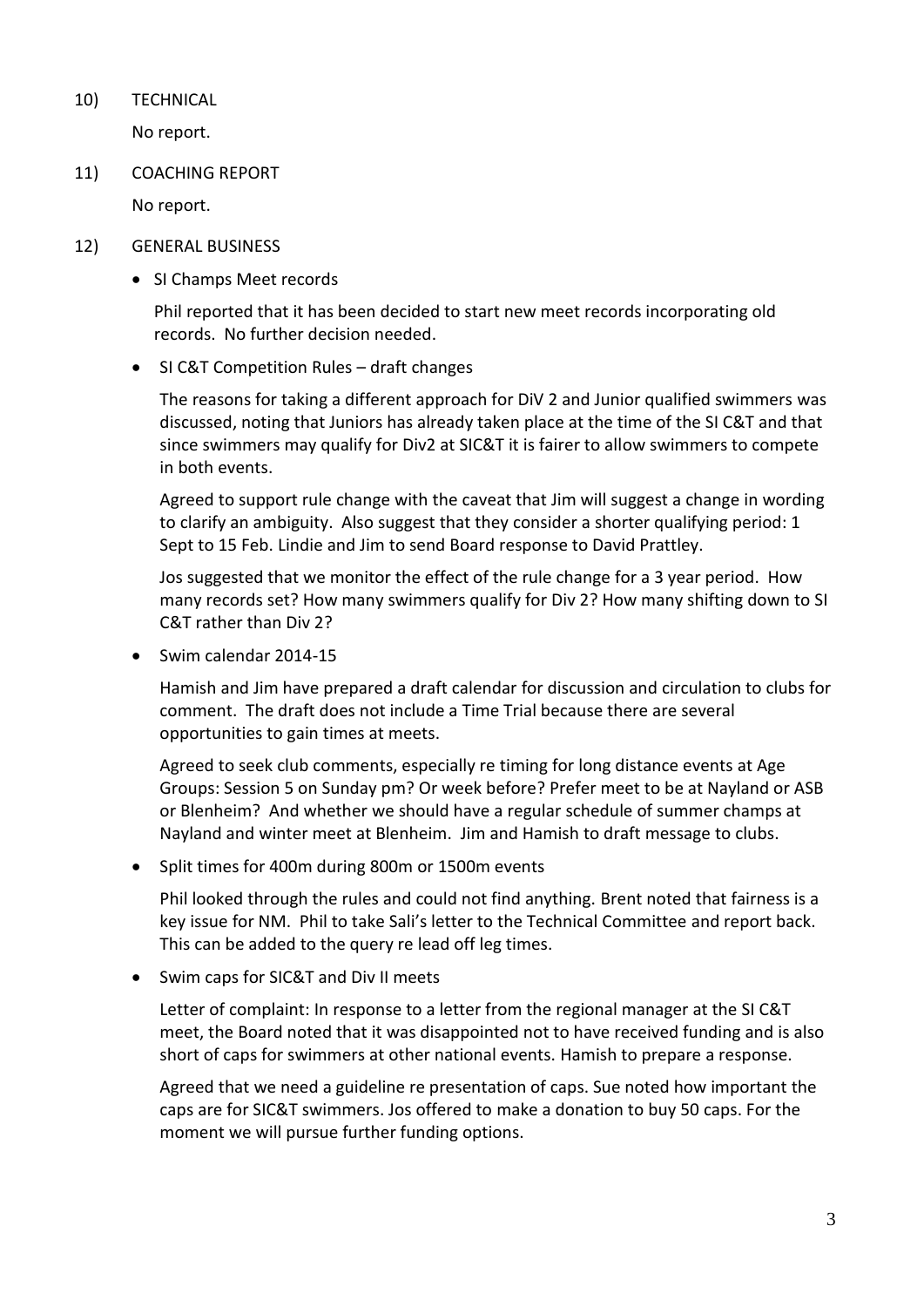10) TECHNICAL

No report.

11) COACHING REPORT

No report.

12) GENERAL BUSINESS

- SI Champs Meet records

  Phil reported that it has been decided to start new meet records incorporating old records. No further decision needed.

- SI C&T Competition Rules – draft changes

  The reasons for taking a different approach for DiV 2 and Junior qualified swimmers was discussed, noting that Juniors has already taken place at the time of the SI C&T and that since swimmers may qualify for Div2 at SIC&T it is fairer to allow swimmers to compete in both events.

  Agreed to support rule change with the caveat that Jim will suggest a change in wording to clarify an ambiguity. Also suggest that they consider a shorter qualifying period: 1 Sept to 15 Feb. Lindie and Jim to send Board response to David Prattley.

  Jos suggested that we monitor the effect of the rule change for a 3 year period. How many records set? How many swimmers qualify for Div 2? How many shifting down to SI C&T rather than Div 2?

- Swim calendar 2014-15

  Hamish and Jim have prepared a draft calendar for discussion and circulation to clubs for comment. The draft does not include a Time Trial because there are several opportunities to gain times at meets.

  Agreed to seek club comments, especially re timing for long distance events at Age Groups: Session 5 on Sunday pm? Or week before? Prefer meet to be at Nayland or ASB or Blenheim? And whether we should have a regular schedule of summer champs at Nayland and winter meet at Blenheim. Jim and Hamish to draft message to clubs.

- Split times for 400m during 800m or 1500m events

  Phil looked through the rules and could not find anything. Brent noted that fairness is a key issue for NM. Phil to take Sali's letter to the Technical Committee and report back. This can be added to the query re lead off leg times.

- Swim caps for SIC&T and Div II meets

  Letter of complaint: In response to a letter from the regional manager at the SI C&T meet, the Board noted that it was disappointed not to have received funding and is also short of caps for swimmers at other national events. Hamish to prepare a response.

  Agreed that we need a guideline re presentation of caps. Sue noted how important the caps are for SIC&T swimmers. Jos offered to make a donation to buy 50 caps. For the moment we will pursue further funding options.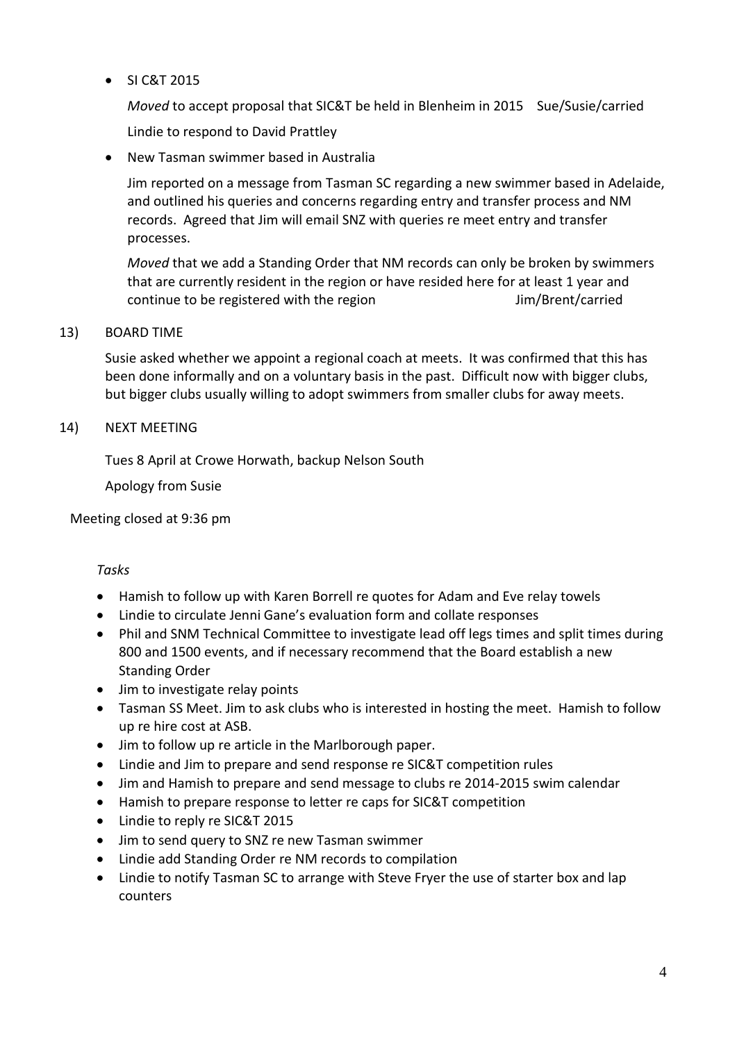- SI C&T 2015

  *Moved* to accept proposal that SIC&T be held in Blenheim in 2015 Sue/Susie/carried

  Lindie to respond to David Prattley

- New Tasman swimmer based in Australia

  Jim reported on a message from Tasman SC regarding a new swimmer based in Adelaide, and outlined his queries and concerns regarding entry and transfer process and NM records. Agreed that Jim will email SNZ with queries re meet entry and transfer processes.

  *Moved* that we add a Standing Order that NM records can only be broken by swimmers that are currently resident in the region or have resided here for at least 1 year and continue to be registered with the region Jim/Brent/carried

13) BOARD TIME

Susie asked whether we appoint a regional coach at meets. It was confirmed that this has been done informally and on a voluntary basis in the past. Difficult now with bigger clubs, but bigger clubs usually willing to adopt swimmers from smaller clubs for away meets.

14) NEXT MEETING

Tues 8 April at Crowe Horwath, backup Nelson South

Apology from Susie

Meeting closed at 9:36 pm

*Tasks*

- Hamish to follow up with Karen Borrell re quotes for Adam and Eve relay towels
- Lindie to circulate Jenni Gane's evaluation form and collate responses
- Phil and SNM Technical Committee to investigate lead off legs times and split times during 800 and 1500 events, and if necessary recommend that the Board establish a new Standing Order
- Jim to investigate relay points
- Tasman SS Meet. Jim to ask clubs who is interested in hosting the meet. Hamish to follow up re hire cost at ASB.
- Jim to follow up re article in the Marlborough paper.
- Lindie and Jim to prepare and send response re SIC&T competition rules
- Jim and Hamish to prepare and send message to clubs re 2014-2015 swim calendar
- Hamish to prepare response to letter re caps for SIC&T competition
- Lindie to reply re SIC&T 2015
- Jim to send query to SNZ re new Tasman swimmer
- Lindie add Standing Order re NM records to compilation
- Lindie to notify Tasman SC to arrange with Steve Fryer the use of starter box and lap counters